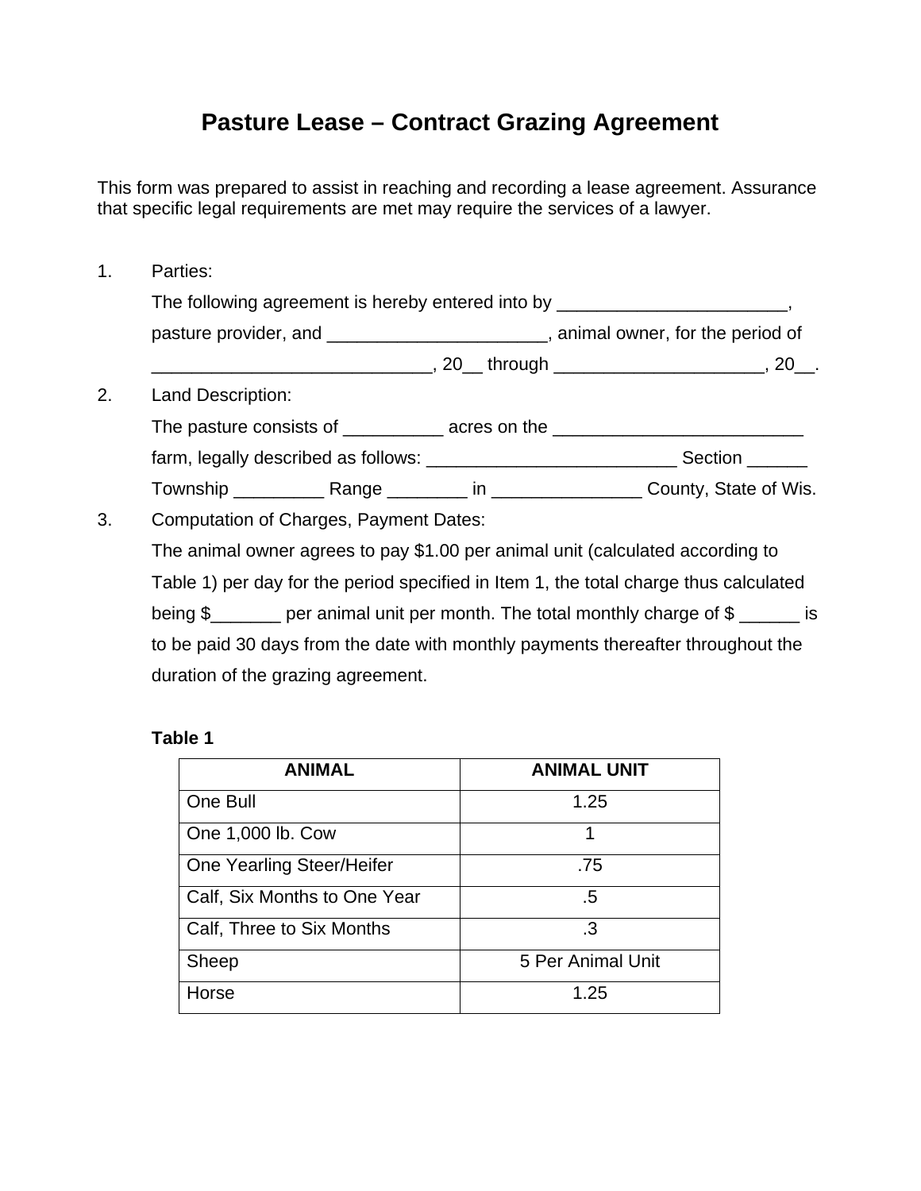# Pasture Lease – Contract Grazing Agreement

This form was prepared to assist in reaching and recording a lease agreement. Assurance that specific legal requirements are met may require the services of a lawyer.

1. Parties:

   The following agreement is hereby entered into by _______________________, pasture provider, and ______________________, animal owner, for the period of ____________________________, 20__ through _____________________, 20__.

2. Land Description:

   The pasture consists of __________ acres on the _________________________ farm, legally described as follows: _________________________ Section ______ Township _________ Range ________ in _______________ County, State of Wis.

3. Computation of Charges, Payment Dates:

   The animal owner agrees to pay $1.00 per animal unit (calculated according to Table 1) per day for the period specified in Item 1, the total charge thus calculated being $_______ per animal unit per month. The total monthly charge of $ ______ is to be paid 30 days from the date with monthly payments thereafter throughout the duration of the grazing agreement.

   **Table 1**

   | ANIMAL | ANIMAL UNIT |
   |---|---|
   | One Bull | 1.25 |
   | One 1,000 lb. Cow | 1 |
   | One Yearling Steer/Heifer | .75 |
   | Calf, Six Months to One Year | .5 |
   | Calf, Three to Six Months | .3 |
   | Sheep | 5 Per Animal Unit |
   | Horse | 1.25 |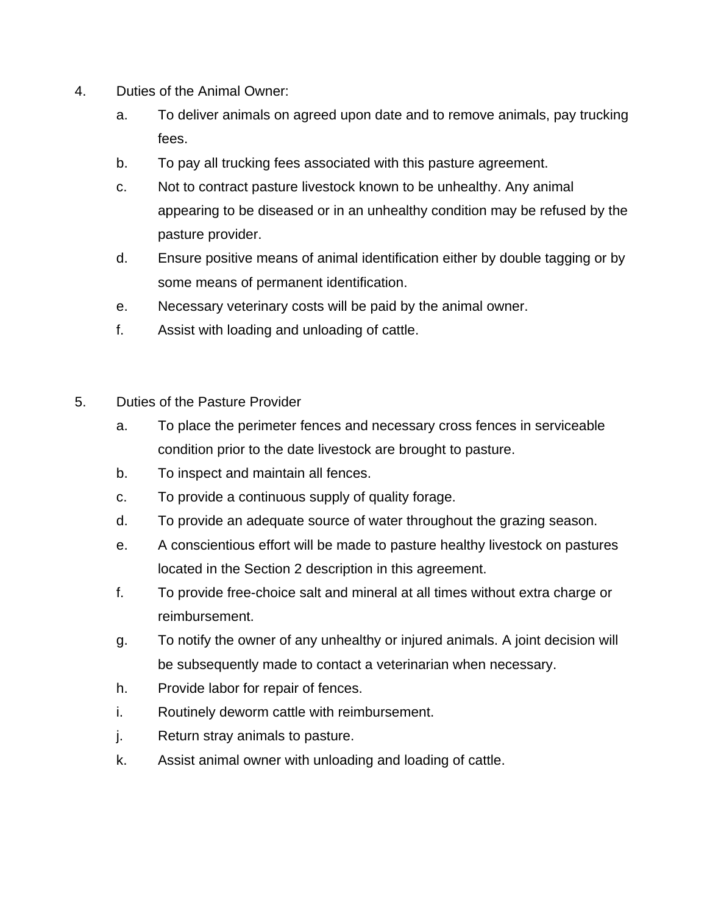4. Duties of the Animal Owner:
   a. To deliver animals on agreed upon date and to remove animals, pay trucking fees.
   b. To pay all trucking fees associated with this pasture agreement.
   c. Not to contract pasture livestock known to be unhealthy. Any animal appearing to be diseased or in an unhealthy condition may be refused by the pasture provider.
   d. Ensure positive means of animal identification either by double tagging or by some means of permanent identification.
   e. Necessary veterinary costs will be paid by the animal owner.
   f. Assist with loading and unloading of cattle.

5. Duties of the Pasture Provider
   a. To place the perimeter fences and necessary cross fences in serviceable condition prior to the date livestock are brought to pasture.
   b. To inspect and maintain all fences.
   c. To provide a continuous supply of quality forage.
   d. To provide an adequate source of water throughout the grazing season.
   e. A conscientious effort will be made to pasture healthy livestock on pastures located in the Section 2 description in this agreement.
   f. To provide free-choice salt and mineral at all times without extra charge or reimbursement.
   g. To notify the owner of any unhealthy or injured animals. A joint decision will be subsequently made to contact a veterinarian when necessary.
   h. Provide labor for repair of fences.
   i. Routinely deworm cattle with reimbursement.
   j. Return stray animals to pasture.
   k. Assist animal owner with unloading and loading of cattle.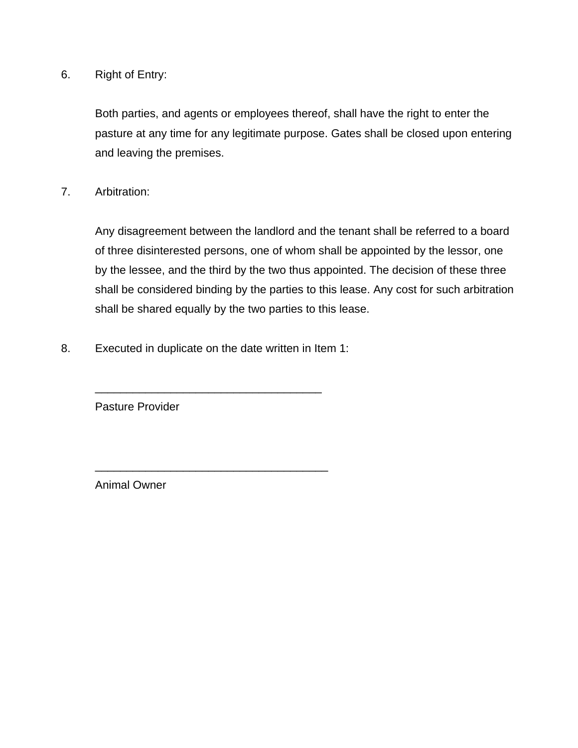6. Right of Entry:

   Both parties, and agents or employees thereof, shall have the right to enter the pasture at any time for any legitimate purpose. Gates shall be closed upon entering and leaving the premises.

7. Arbitration:

   Any disagreement between the landlord and the tenant shall be referred to a board of three disinterested persons, one of whom shall be appointed by the lessor, one by the lessee, and the third by the two thus appointed. The decision of these three shall be considered binding by the parties to this lease. Any cost for such arbitration shall be shared equally by the two parties to this lease.

8. Executed in duplicate on the date written in Item 1:

   ____________________________________
   Pasture Provider

   _____________________________________
   Animal Owner